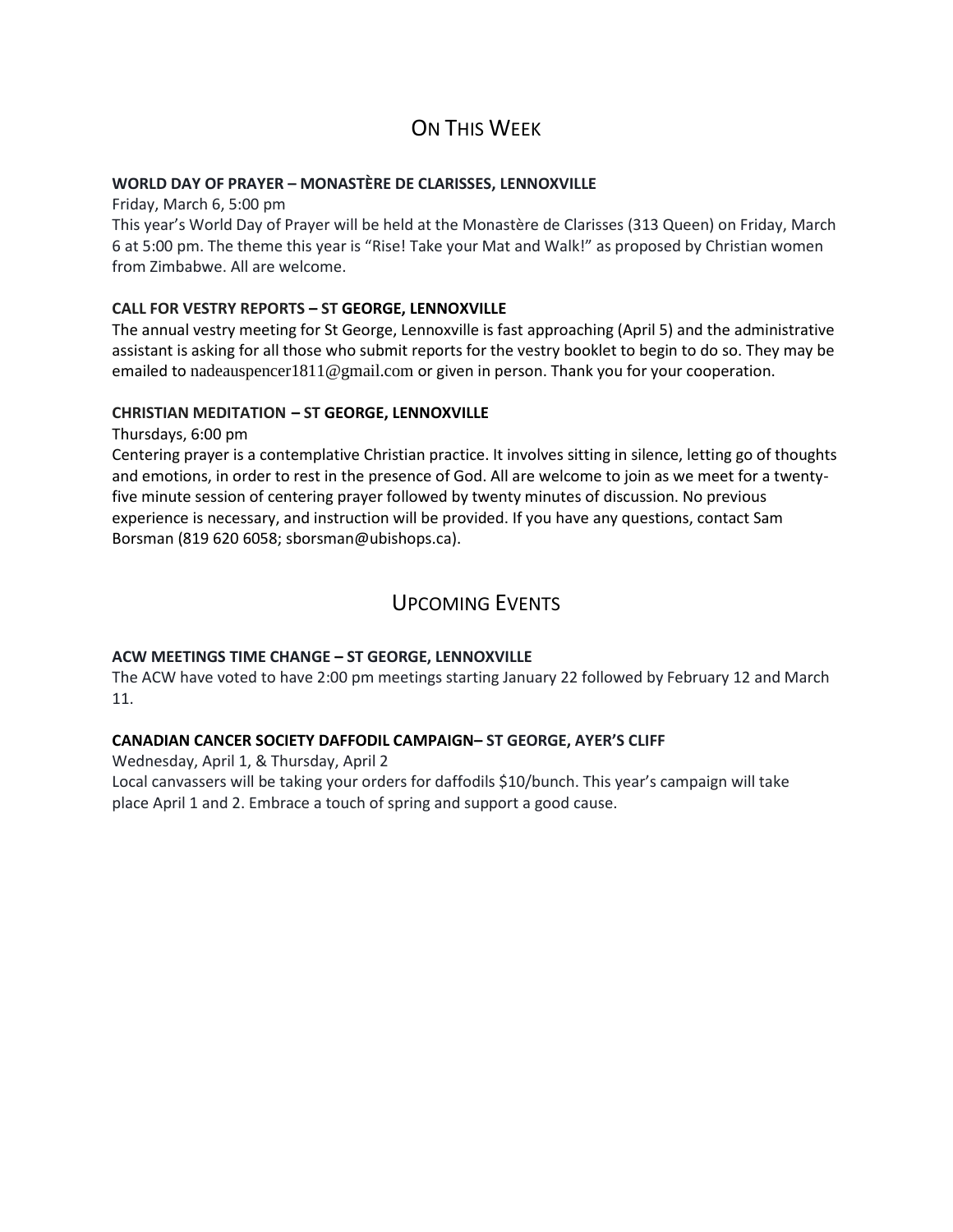## On This Week

**WORLD DAY OF PRAYER – MONASTÈRE DE CLARISSES, LENNOXVILLE**

Friday, March 6, 5:00 pm

This year's World Day of Prayer will be held at the Monastère de Clarisses (313 Queen) on Friday, March 6 at 5:00 pm. The theme this year is "Rise! Take your Mat and Walk!" as proposed by Christian women from Zimbabwe. All are welcome.

**CALL FOR VESTRY REPORTS – ST GEORGE, LENNOXVILLE**

The annual vestry meeting for St George, Lennoxville is fast approaching (April 5) and the administrative assistant is asking for all those who submit reports for the vestry booklet to begin to do so. They may be emailed to nadeauspencer1811@gmail.com or given in person. Thank you for your cooperation.

**CHRISTIAN MEDITATION – ST GEORGE, LENNOXVILLE**

Thursdays, 6:00 pm

Centering prayer is a contemplative Christian practice. It involves sitting in silence, letting go of thoughts and emotions, in order to rest in the presence of God. All are welcome to join as we meet for a twenty-five minute session of centering prayer followed by twenty minutes of discussion. No previous experience is necessary, and instruction will be provided. If you have any questions, contact Sam Borsman (819 620 6058; sborsman@ubishops.ca).

## Upcoming Events

**ACW MEETINGS TIME CHANGE – ST GEORGE, LENNOXVILLE**

The ACW have voted to have 2:00 pm meetings starting January 22 followed by February 12 and March 11.

**CANADIAN CANCER SOCIETY DAFFODIL CAMPAIGN– ST GEORGE, AYER'S CLIFF**

Wednesday, April 1, & Thursday, April 2

Local canvassers will be taking your orders for daffodils $10/bunch. This year's campaign will take place April 1 and 2. Embrace a touch of spring and support a good cause.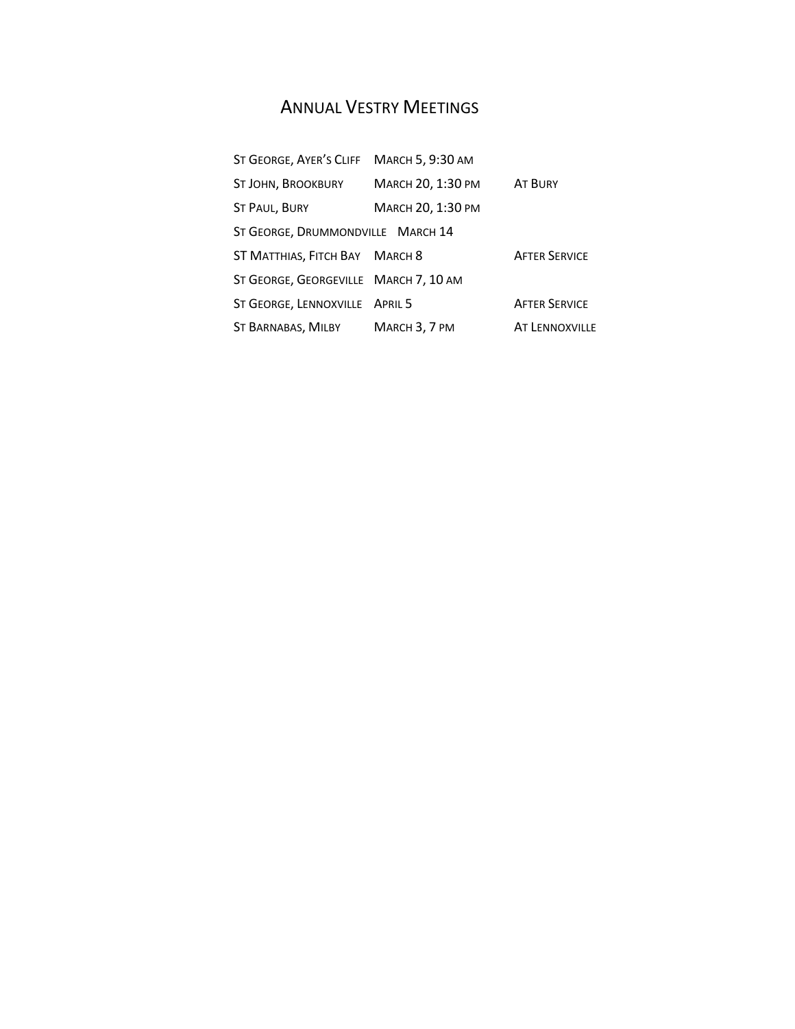## Annual Vestry Meetings

| | | |
|---|---|---|
| St George, Ayer's Cliff | March 5, 9:30 am | |
| St John, Brookbury | March 20, 1:30 pm | At Bury |
| St Paul, Bury | March 20, 1:30 pm | |
| St George, Drummondville | March 14 | |
| ST Matthias, Fitch Bay | March 8 | After Service |
| St George, Georgeville | March 7, 10 am | |
| St George, Lennoxville | April 5 | After Service |
| St Barnabas, Milby | March 3, 7 pm | At Lennoxville |